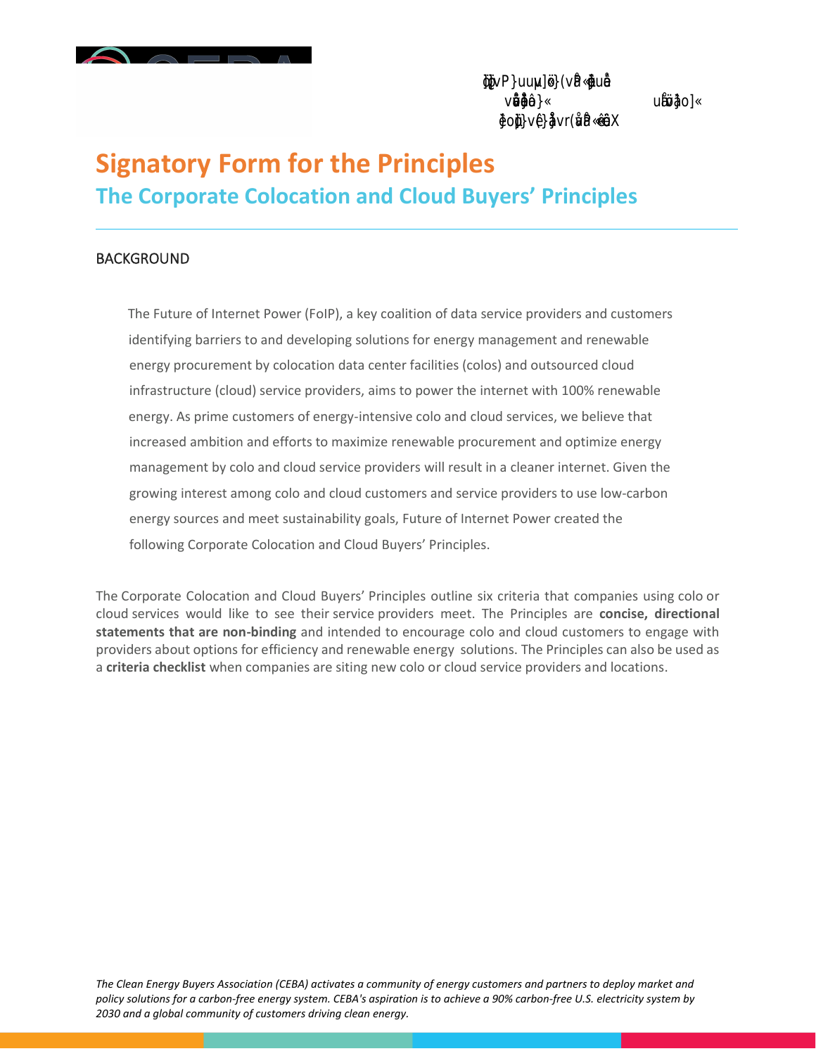# Signatory Form for the Principles

## The Corporate Colocation and Cloud Buyers' Principles

### BACKGROUND

The Future of Internet Power (FoIP), a key coalition of data service providers and customers identifying barriers to and developing solutions for energy management and renewable energy procurement by colocation data center facilities (colos) and outsourced cloud infrastructure (cloud) service providers, aims to power the internet with 100% renewable energy. As prime customers of energy-intensive colo and cloud services, we believe that increased ambition and efforts to maximize renewable procurement and optimize energy management by colo and cloud service providers will result in a cleaner internet. Given the growing interest among colo and cloud customers and service providers to use low-carbon energy sources and meet sustainability goals, Future of Internet Power created the following Corporate Colocation and Cloud Buyers' Principles.

The Corporate Colocation and Cloud Buyers' Principles outline six criteria that companies using colo or cloud services would like to see their service providers meet. The Principles are **concise, directional statements that are non-binding** and intended to encourage colo and cloud customers to engage with providers about options for efficiency and renewable energy solutions. The Principles can also be used as a **criteria checklist** when companies are siting new colo or cloud service providers and locations.

*The Clean Energy Buyers Association (CEBA) activates a community of energy customers and partners to deploy market and policy solutions for a carbon-free energy system. CEBA's aspiration is to achieve a 90% carbon-free U.S. electricity system by 2030 and a global community of customers driving clean energy.*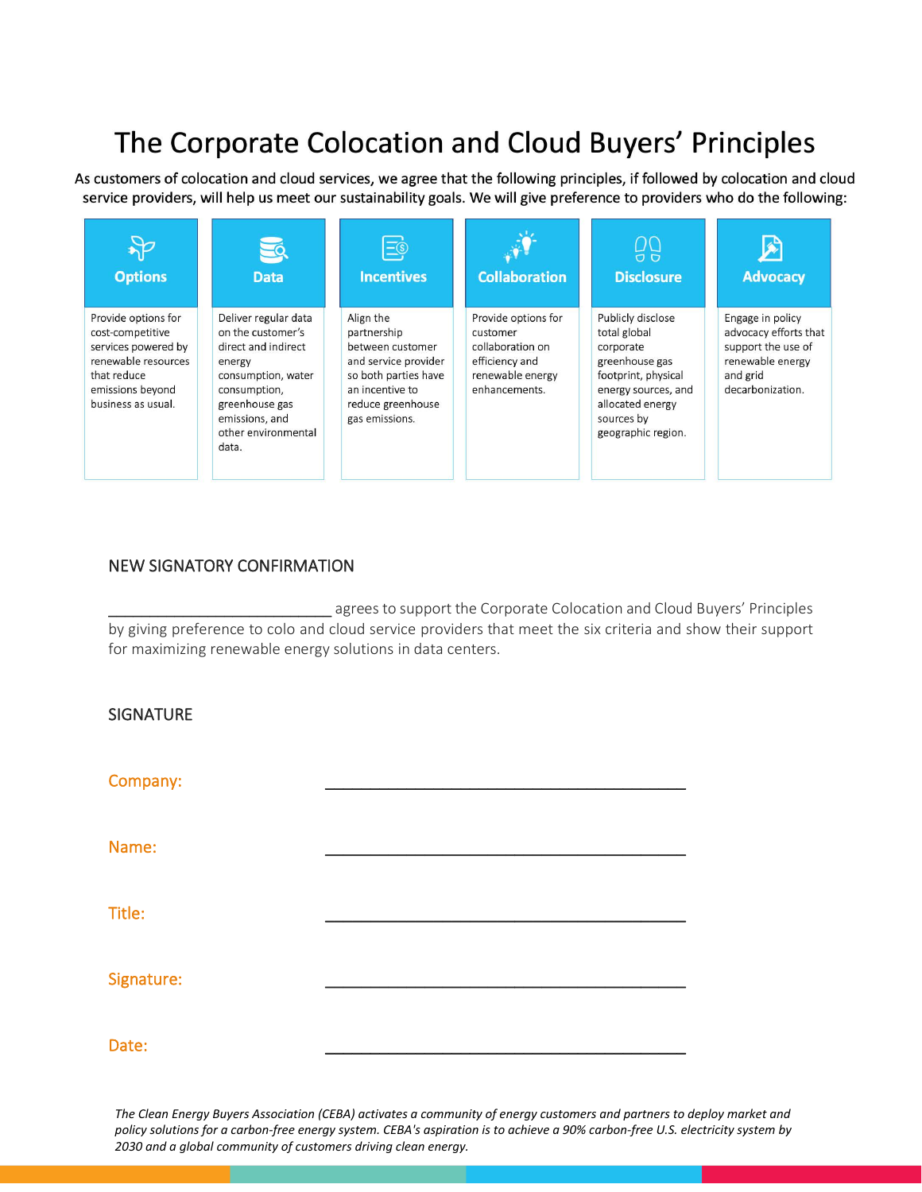# The Corporate Colocation and Cloud Buyers' Principles

As customers of colocation and cloud services, we agree that the following principles, if followed by colocation and cloud service providers, will help us meet our sustainability goals. We will give preference to providers who do the following:

| Options | Data | Incentives | Collaboration | Disclosure | Advocacy |
|---|---|---|---|---|---|
| Provide options for cost-competitive services powered by renewable resources that reduce emissions beyond business as usual. | Deliver regular data on the customer's direct and indirect energy consumption, water consumption, greenhouse gas emissions, and other environmental data. | Align the partnership between customer and service provider so both parties have an incentive to reduce greenhouse gas emissions. | Provide options for customer collaboration on efficiency and renewable energy enhancements. | Publicly disclose total global corporate greenhouse gas footprint, physical energy sources, and allocated energy sources by geographic region. | Engage in policy advocacy efforts that support the use of renewable energy and grid decarbonization. |

## NEW SIGNATORY CONFIRMATION

___________________________ agrees to support the Corporate Colocation and Cloud Buyers' Principles by giving preference to colo and cloud service providers that meet the six criteria and show their support for maximizing renewable energy solutions in data centers.

## SIGNATURE

Company: ___________________________________________

Name: ___________________________________________

Title: ___________________________________________

Signature: ___________________________________________

Date: ___________________________________________

*The Clean Energy Buyers Association (CEBA) activates a community of energy customers and partners to deploy market and policy solutions for a carbon-free energy system. CEBA's aspiration is to achieve a 90% carbon-free U.S. electricity system by 2030 and a global community of customers driving clean energy.*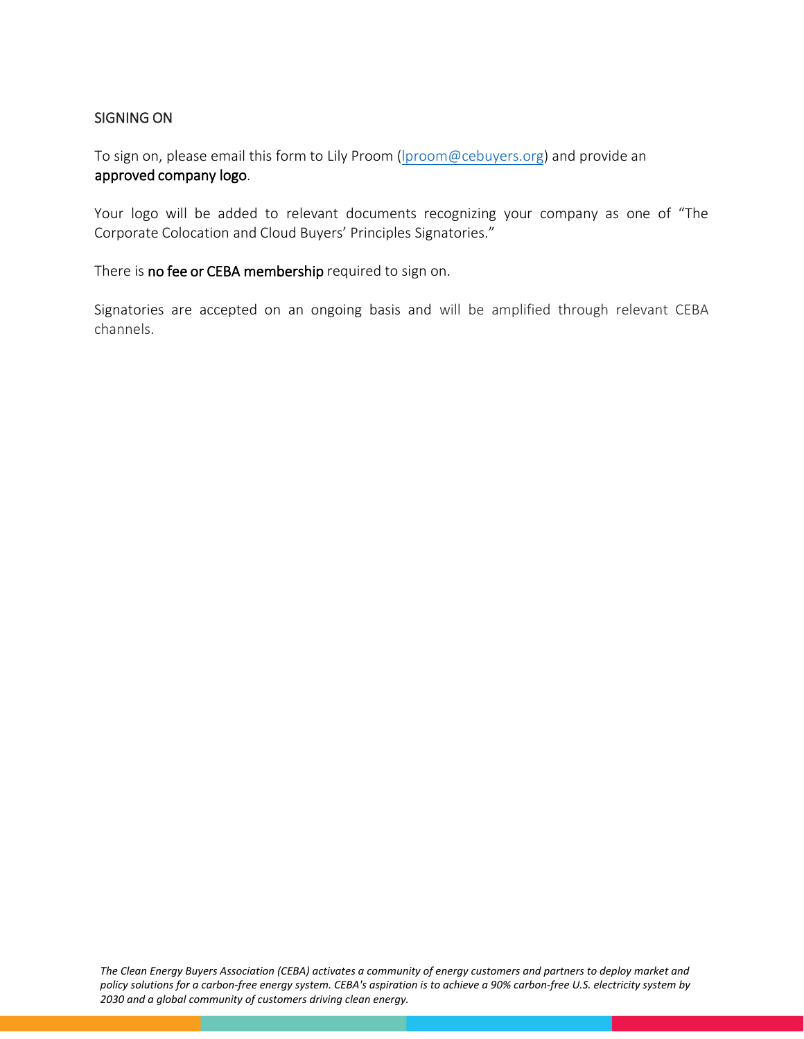## SIGNING ON

To sign on, please email this form to Lily Proom (lproom@cebuyers.org) and provide an **approved company logo**.

Your logo will be added to relevant documents recognizing your company as one of "The Corporate Colocation and Cloud Buyers' Principles Signatories."

There is **no fee or CEBA membership** required to sign on.

Signatories are accepted on an ongoing basis and will be amplified through relevant CEBA channels.

*The Clean Energy Buyers Association (CEBA) activates a community of energy customers and partners to deploy market and policy solutions for a carbon-free energy system. CEBA's aspiration is to achieve a 90% carbon-free U.S. electricity system by 2030 and a global community of customers driving clean energy.*